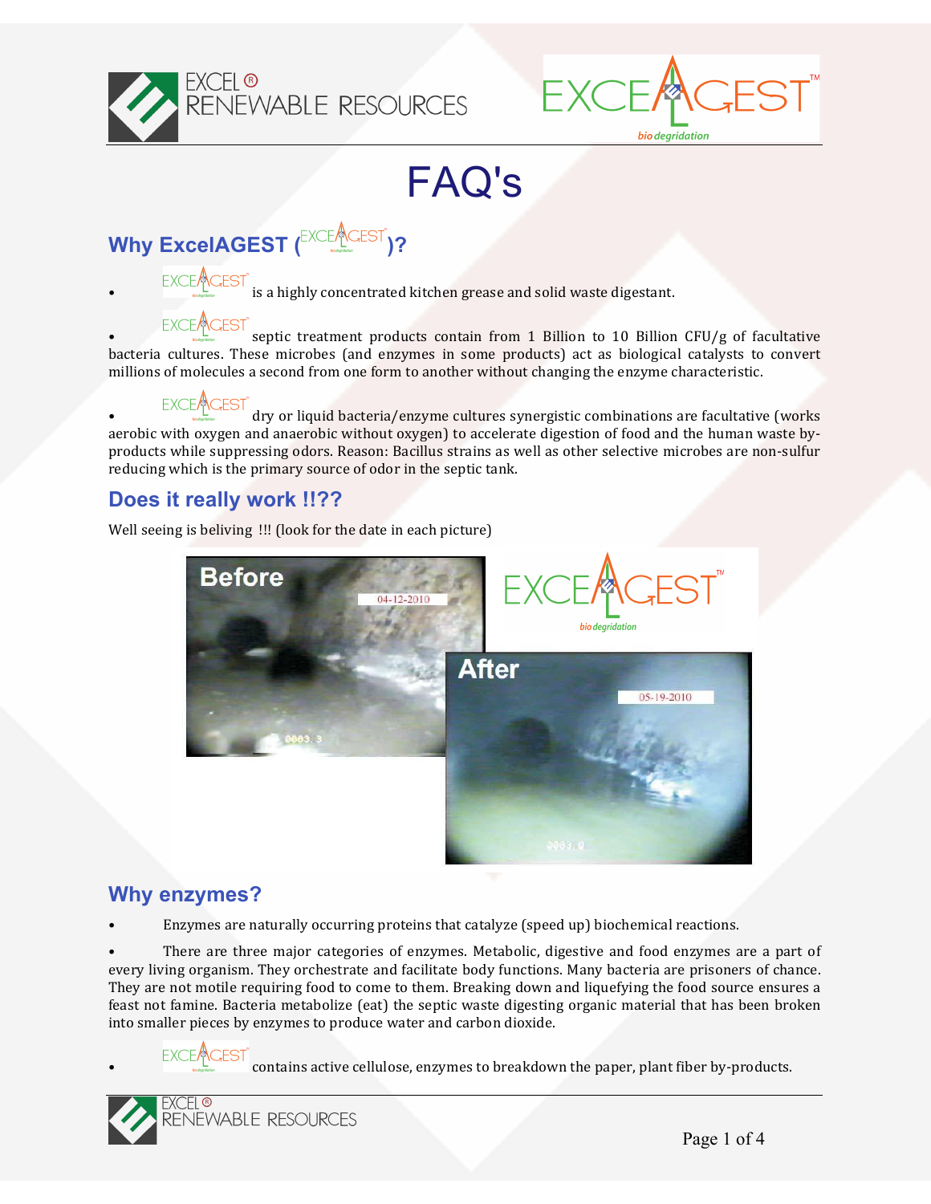# FAQ's

## Why ExcelAGEST (EXCELAGEST)?

- EXCELAGEST is a highly concentrated kitchen grease and solid waste digestant.
- EXCELAGEST septic treatment products contain from 1 Billion to 10 Billion CFU/g of facultative bacteria cultures. These microbes (and enzymes in some products) act as biological catalysts to convert millions of molecules a second from one form to another without changing the enzyme characteristic.
- EXCELAGEST dry or liquid bacteria/enzyme cultures synergistic combinations are facultative (works aerobic with oxygen and anaerobic without oxygen) to accelerate digestion of food and the human waste by-products while suppressing odors. Reason: Bacillus strains as well as other selective microbes are non-sulfur reducing which is the primary source of odor in the septic tank.

## Does it really work !!??

Well seeing is beliving !!! (look for the date in each picture)

Before 04-12-2010

After 05-19-2010

## Why enzymes?

- Enzymes are naturally occurring proteins that catalyze (speed up) biochemical reactions.
- There are three major categories of enzymes. Metabolic, digestive and food enzymes are a part of every living organism. They orchestrate and facilitate body functions. Many bacteria are prisoners of chance. They are not motile requiring food to come to them. Breaking down and liquefying the food source ensures a feast not famine. Bacteria metabolize (eat) the septic waste digesting organic material that has been broken into smaller pieces by enzymes to produce water and carbon dioxide.
- EXCELAGEST contains active cellulose, enzymes to breakdown the paper, plant fiber by-products.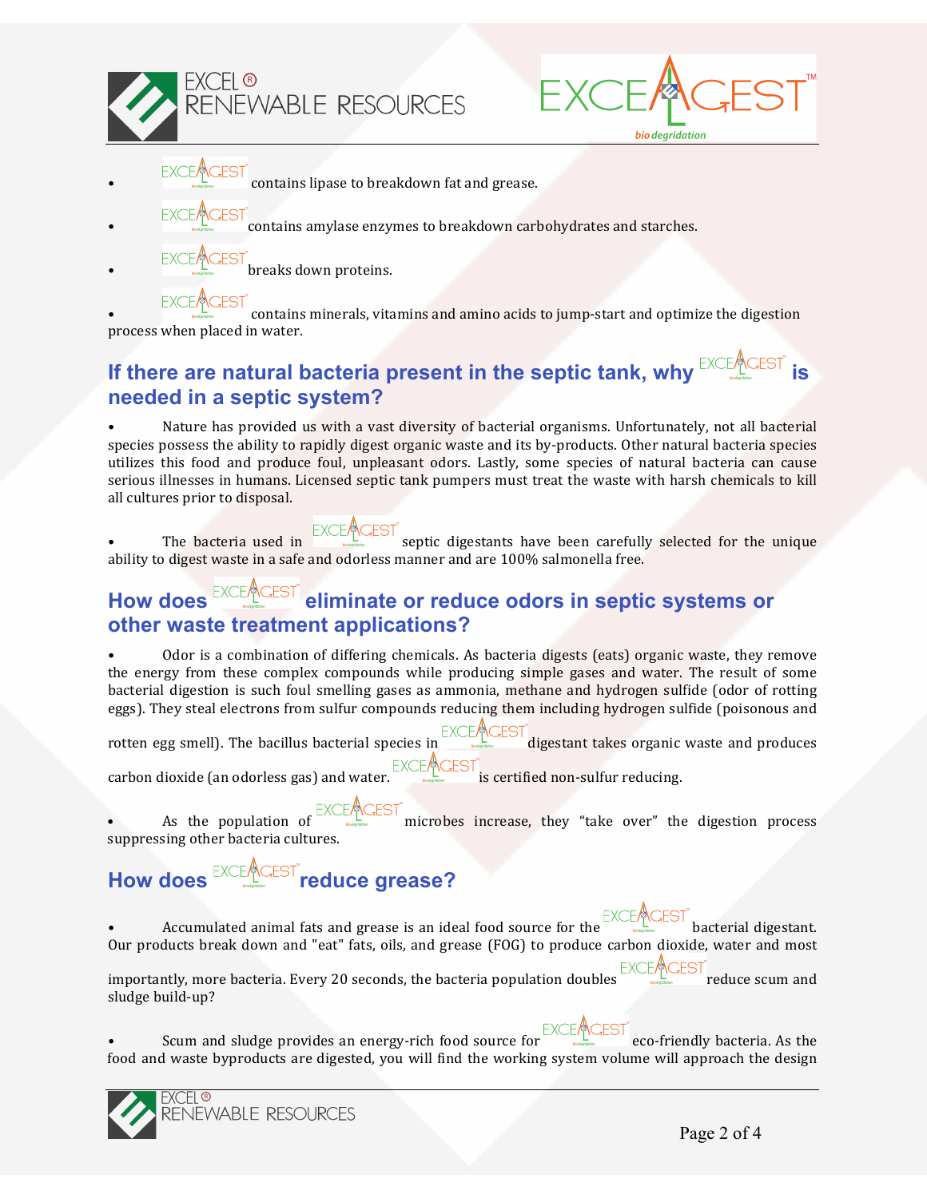- EXCELLGEST contains lipase to breakdown fat and grease.
- EXCELLGEST contains amylase enzymes to breakdown carbohydrates and starches.
- EXCELLGEST breaks down proteins.
- EXCELLGEST contains minerals, vitamins and amino acids to jump-start and optimize the digestion process when placed in water.

## If there are natural bacteria present in the septic tank, why EXCELLGEST is needed in a septic system?

- Nature has provided us with a vast diversity of bacterial organisms. Unfortunately, not all bacterial species possess the ability to rapidly digest organic waste and its by-products. Other natural bacteria species utilizes this food and produce foul, unpleasant odors. Lastly, some species of natural bacteria can cause serious illnesses in humans. Licensed septic tank pumpers must treat the waste with harsh chemicals to kill all cultures prior to disposal.

- The bacteria used in EXCELLGEST septic digestants have been carefully selected for the unique ability to digest waste in a safe and odorless manner and are 100% salmonella free.

## How does EXCELLGEST eliminate or reduce odors in septic systems or other waste treatment applications?

- Odor is a combination of differing chemicals. As bacteria digests (eats) organic waste, they remove the energy from these complex compounds while producing simple gases and water. The result of some bacterial digestion is such foul smelling gases as ammonia, methane and hydrogen sulfide (odor of rotting eggs). They steal electrons from sulfur compounds reducing them including hydrogen sulfide (poisonous and rotten egg smell). The bacillus bacterial species in EXCELLGEST digestant takes organic waste and produces carbon dioxide (an odorless gas) and water. EXCELLGEST is certified non-sulfur reducing.

- As the population of EXCELLGEST microbes increase, they "take over" the digestion process suppressing other bacteria cultures.

## How does EXCELLGEST reduce grease?

- Accumulated animal fats and grease is an ideal food source for the EXCELLGEST bacterial digestant. Our products break down and "eat" fats, oils, and grease (FOG) to produce carbon dioxide, water and most importantly, more bacteria. Every 20 seconds, the bacteria population doubles EXCELLGEST reduce scum and sludge build-up?

- Scum and sludge provides an energy-rich food source for EXCELLGEST eco-friendly bacteria. As the food and waste byproducts are digested, you will find the working system volume will approach the design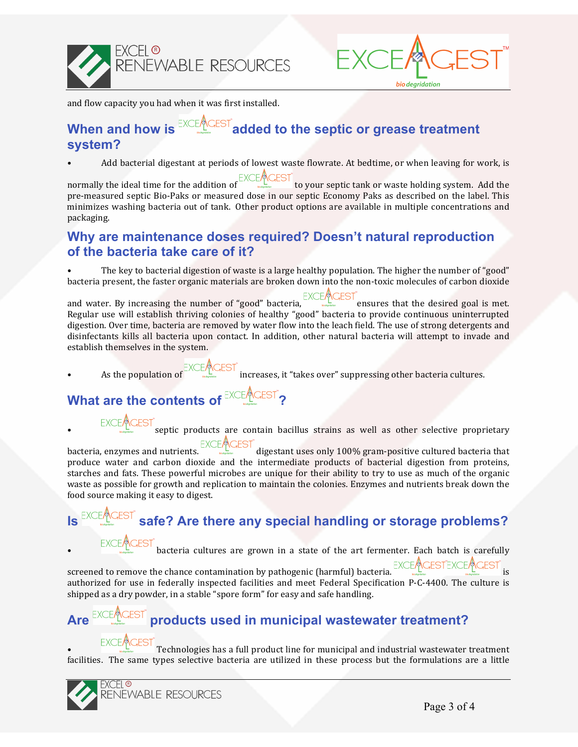and flow capacity you had when it was first installed.

## When and how is EXCELGEST added to the septic or grease treatment system?

- Add bacterial digestant at periods of lowest waste flowrate. At bedtime, or when leaving for work, is normally the ideal time for the addition of EXCELGEST to your septic tank or waste holding system. Add the pre-measured septic Bio-Paks or measured dose in our septic Economy Paks as described on the label. This minimizes washing bacteria out of tank. Other product options are available in multiple concentrations and packaging.

## Why are maintenance doses required? Doesn't natural reproduction of the bacteria take care of it?

- The key to bacterial digestion of waste is a large healthy population. The higher the number of "good" bacteria present, the faster organic materials are broken down into the non-toxic molecules of carbon dioxide and water. By increasing the number of "good" bacteria, EXCELGEST ensures that the desired goal is met. Regular use will establish thriving colonies of healthy "good" bacteria to provide continuous uninterrupted digestion. Over time, bacteria are removed by water flow into the leach field. The use of strong detergents and disinfectants kills all bacteria upon contact. In addition, other natural bacteria will attempt to invade and establish themselves in the system.
- As the population of EXCELGEST increases, it "takes over" suppressing other bacteria cultures.

## What are the contents of EXCELGEST?

- EXCELGEST septic products are contain bacillus strains as well as other selective proprietary bacteria, enzymes and nutrients. EXCELGEST digestant uses only 100% gram-positive cultured bacteria that produce water and carbon dioxide and the intermediate products of bacterial digestion from proteins, starches and fats. These powerful microbes are unique for their ability to try to use as much of the organic waste as possible for growth and replication to maintain the colonies. Enzymes and nutrients break down the food source making it easy to digest.

## Is EXCELGEST safe? Are there any special handling or storage problems?

- EXCELGEST bacteria cultures are grown in a state of the art fermenter. Each batch is carefully screened to remove the chance contamination by pathogenic (harmful) bacteria. EXCELGEST EXCELGEST is authorized for use in federally inspected facilities and meet Federal Specification P-C-4400. The culture is shipped as a dry powder, in a stable "spore form" for easy and safe handling.

## Are EXCELGEST products used in municipal wastewater treatment?

- EXCELGEST Technologies has a full product line for municipal and industrial wastewater treatment facilities. The same types selective bacteria are utilized in these process but the formulations are a little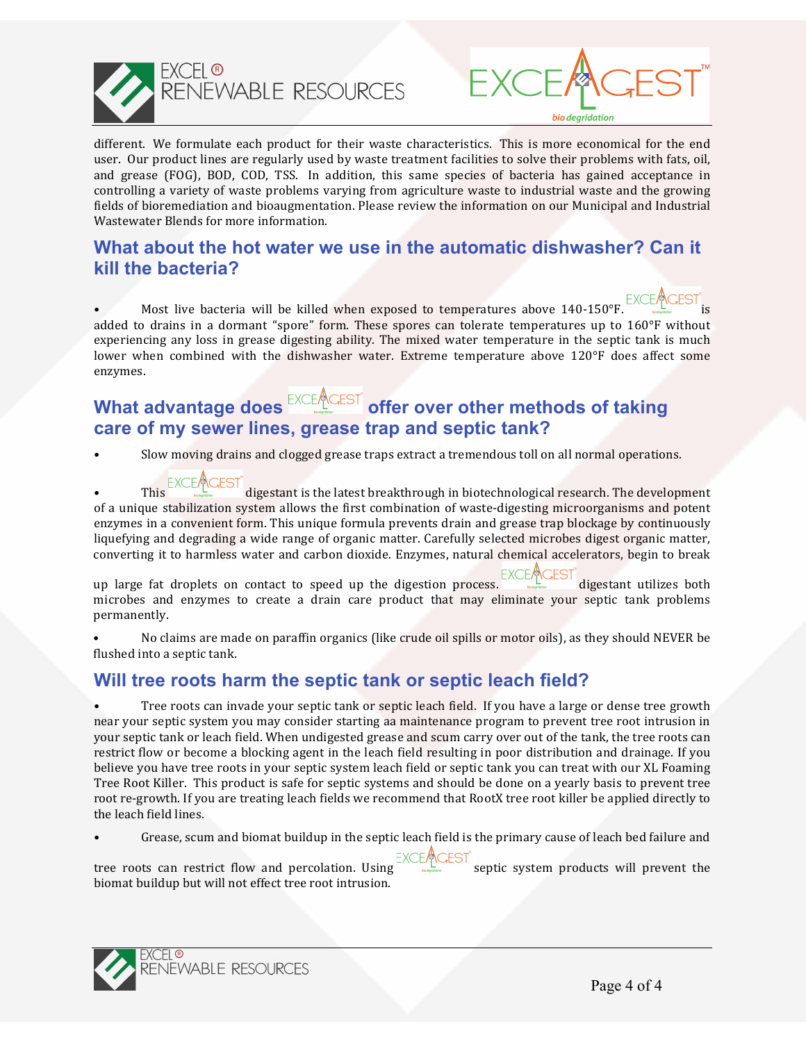different. We formulate each product for their waste characteristics. This is more economical for the end user. Our product lines are regularly used by waste treatment facilities to solve their problems with fats, oil, and grease (FOG), BOD, COD, TSS. In addition, this same species of bacteria has gained acceptance in controlling a variety of waste problems varying from agriculture waste to industrial waste and the growing fields of bioremediation and bioaugmentation. Please review the information on our Municipal and Industrial Wastewater Blends for more information.

## What about the hot water we use in the automatic dishwasher? Can it kill the bacteria?

- Most live bacteria will be killed when exposed to temperatures above 140-150°F. EXCELAGEST is added to drains in a dormant "spore" form. These spores can tolerate temperatures up to 160°F without experiencing any loss in grease digesting ability. The mixed water temperature in the septic tank is much lower when combined with the dishwasher water. Extreme temperature above 120°F does affect some enzymes.

## What advantage does EXCELAGEST offer over other methods of taking care of my sewer lines, grease trap and septic tank?

- Slow moving drains and clogged grease traps extract a tremendous toll on all normal operations.

- This EXCELAGEST digestant is the latest breakthrough in biotechnological research. The development of a unique stabilization system allows the first combination of waste-digesting microorganisms and potent enzymes in a convenient form. This unique formula prevents drain and grease trap blockage by continuously liquefying and degrading a wide range of organic matter. Carefully selected microbes digest organic matter, converting it to harmless water and carbon dioxide. Enzymes, natural chemical accelerators, begin to break up large fat droplets on contact to speed up the digestion process. EXCELAGEST digestant utilizes both microbes and enzymes to create a drain care product that may eliminate your septic tank problems permanently.

- No claims are made on paraffin organics (like crude oil spills or motor oils), as they should NEVER be flushed into a septic tank.

## Will tree roots harm the septic tank or septic leach field?

- Tree roots can invade your septic tank or septic leach field. If you have a large or dense tree growth near your septic system you may consider starting aa maintenance program to prevent tree root intrusion in your septic tank or leach field. When undigested grease and scum carry over out of the tank, the tree roots can restrict flow or become a blocking agent in the leach field resulting in poor distribution and drainage. If you believe you have tree roots in your septic system leach field or septic tank you can treat with our XL Foaming Tree Root Killer. This product is safe for septic systems and should be done on a yearly basis to prevent tree root re-growth. If you are treating leach fields we recommend that RootX tree root killer be applied directly to the leach field lines.

- Grease, scum and biomat buildup in the septic leach field is the primary cause of leach bed failure and tree roots can restrict flow and percolation. Using EXCELAGEST septic system products will prevent the biomat buildup but will not effect tree root intrusion.